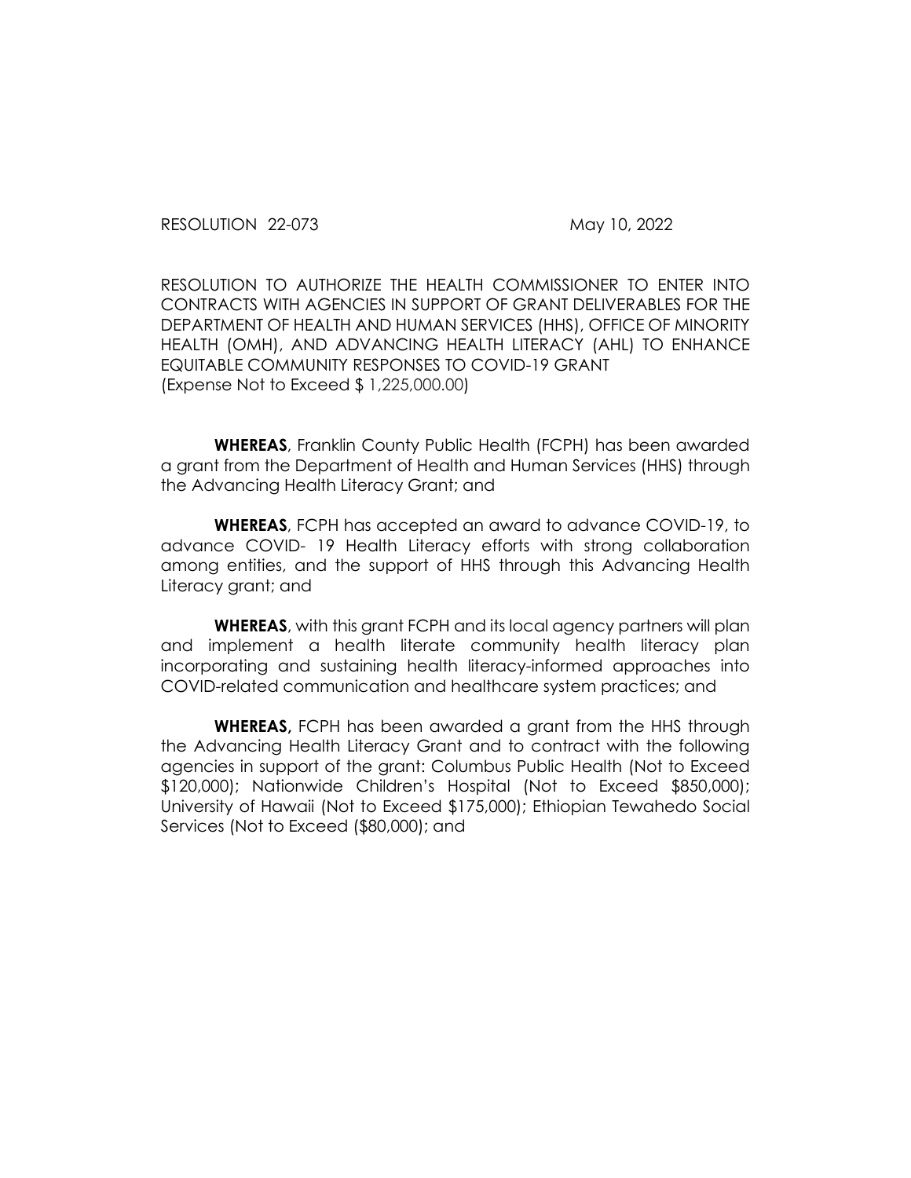RESOLUTION 22-073 May 10, 2022

RESOLUTION TO AUTHORIZE THE HEALTH COMMISSIONER TO ENTER INTO CONTRACTS WITH AGENCIES IN SUPPORT OF GRANT DELIVERABLES FOR THE DEPARTMENT OF HEALTH AND HUMAN SERVICES (HHS), OFFICE OF MINORITY HEALTH (OMH), AND ADVANCING HEALTH LITERACY (AHL) TO ENHANCE EQUITABLE COMMUNITY RESPONSES TO COVID-19 GRANT
(Expense Not to Exceed $ 1,225,000.00)

**WHEREAS**, Franklin County Public Health (FCPH) has been awarded a grant from the Department of Health and Human Services (HHS) through the Advancing Health Literacy Grant; and

**WHEREAS**, FCPH has accepted an award to advance COVID-19, to advance COVID- 19 Health Literacy efforts with strong collaboration among entities, and the support of HHS through this Advancing Health Literacy grant; and

**WHEREAS**, with this grant FCPH and its local agency partners will plan and implement a health literate community health literacy plan incorporating and sustaining health literacy-informed approaches into COVID-related communication and healthcare system practices; and

**WHEREAS,** FCPH has been awarded a grant from the HHS through the Advancing Health Literacy Grant and to contract with the following agencies in support of the grant: Columbus Public Health (Not to Exceed $120,000); Nationwide Children's Hospital (Not to Exceed $850,000); University of Hawaii (Not to Exceed $175,000); Ethiopian Tewahedo Social Services (Not to Exceed ($80,000); and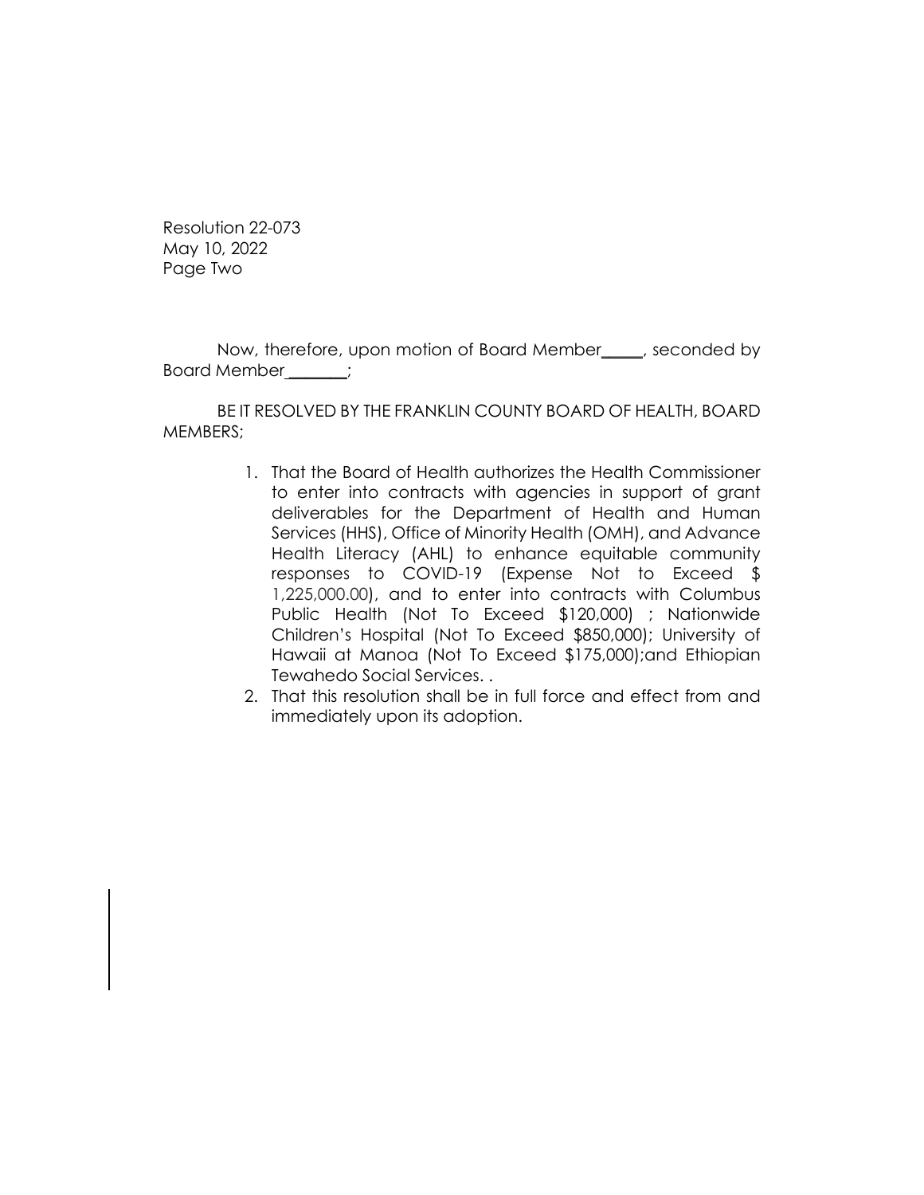Resolution 22-073
May 10, 2022
Page Two

Now, therefore, upon motion of Board Member_____, seconded by Board Member_______;

BE IT RESOLVED BY THE FRANKLIN COUNTY BOARD OF HEALTH, BOARD MEMBERS;

1. That the Board of Health authorizes the Health Commissioner to enter into contracts with agencies in support of grant deliverables for the Department of Health and Human Services (HHS), Office of Minority Health (OMH), and Advance Health Literacy (AHL) to enhance equitable community responses to COVID-19 (Expense Not to Exceed $ 1,225,000.00), and to enter into contracts with Columbus Public Health (Not To Exceed $120,000) ; Nationwide Children's Hospital (Not To Exceed $850,000); University of Hawaii at Manoa (Not To Exceed $175,000);and Ethiopian Tewahedo Social Services. .
2. That this resolution shall be in full force and effect from and immediately upon its adoption.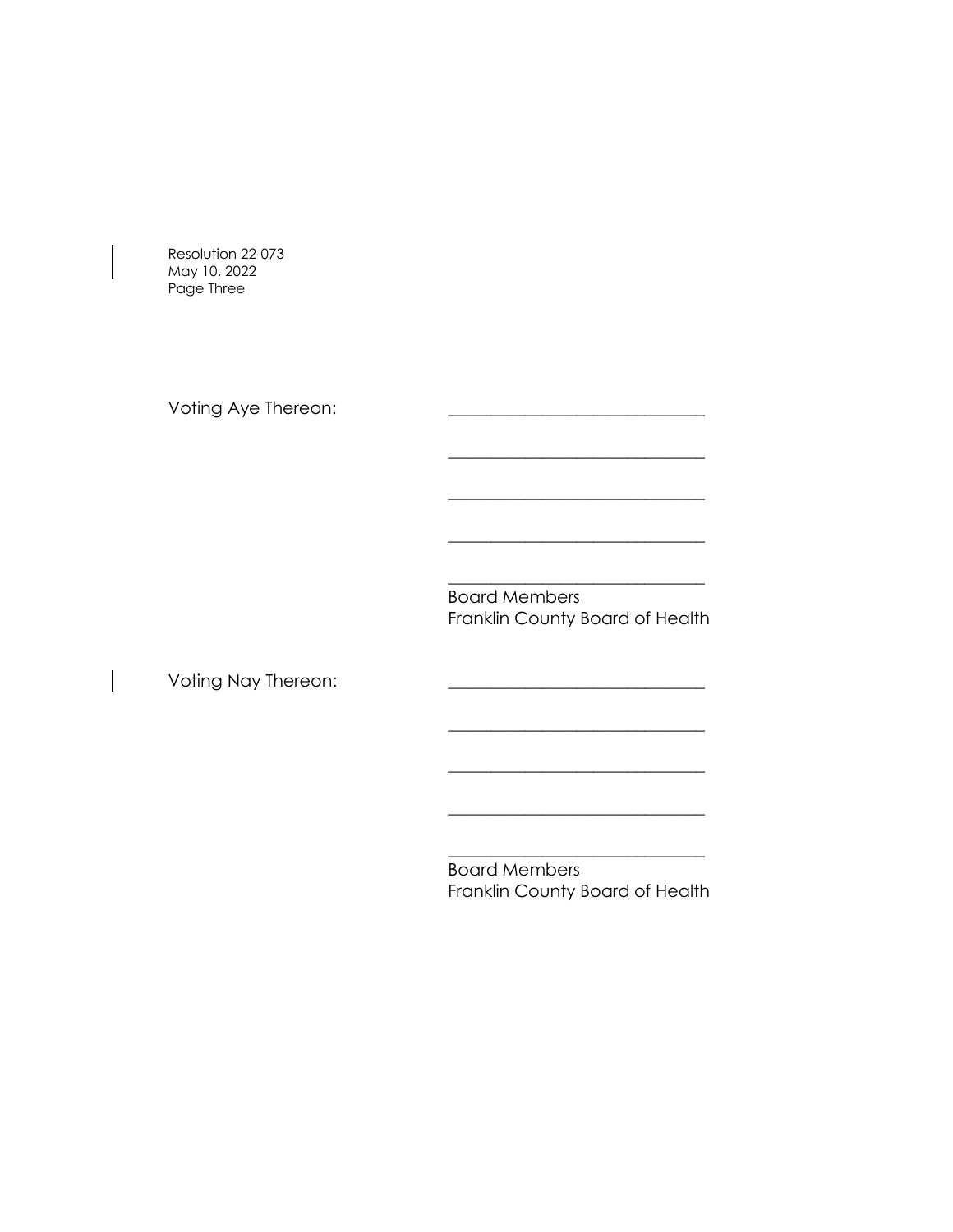Resolution 22-073
May 10, 2022
Page Three

Voting Aye Thereon: ______________________________

______________________________

______________________________

______________________________

______________________________
Board Members
Franklin County Board of Health

Voting Nay Thereon: ______________________________

______________________________

______________________________

______________________________

______________________________
Board Members
Franklin County Board of Health